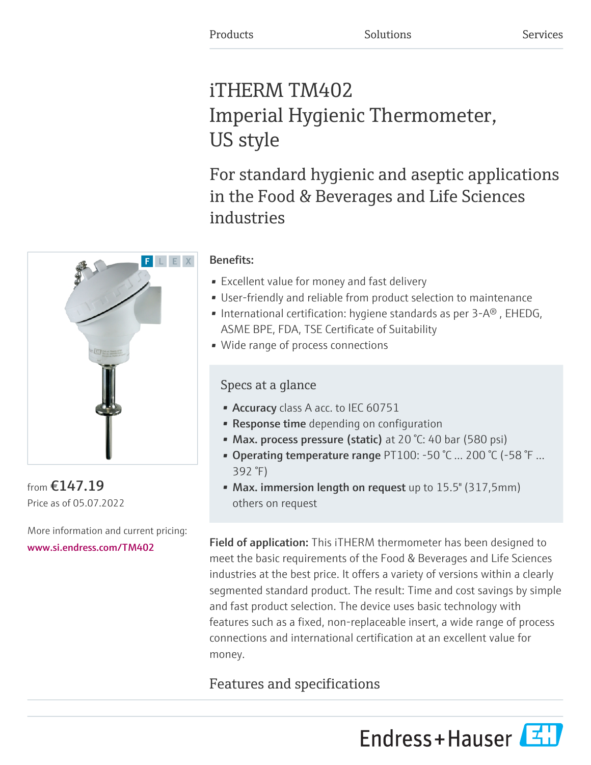Products Solutions Services

# iTHERM TM402
# Imperial Hygienic Thermometer, US style

## For standard hygienic and aseptic applications in the Food & Beverages and Life Sciences industries

F L E X

from **€147.19**
Price as of 05.07.2022

More information and current pricing:
www.si.endress.com/TM402

**Benefits:**

- Excellent value for money and fast delivery
- User-friendly and reliable from product selection to maintenance
- International certification: hygiene standards as per 3-A®, EHEDG, ASME BPE, FDA, TSE Certificate of Suitability
- Wide range of process connections

### Specs at a glance

- **Accuracy** class A acc. to IEC 60751
- **Response time** depending on configuration
- **Max. process pressure (static)** at 20 °C: 40 bar (580 psi)
- **Operating temperature range** PT100: -50 °C ... 200 °C (-58 °F ... 392 °F)
- **Max. immersion length on request** up to 15.5" (317,5mm) others on request

**Field of application:** This iTHERM thermometer has been designed to meet the basic requirements of the Food & Beverages and Life Sciences industries at the best price. It offers a variety of versions within a clearly segmented standard product. The result: Time and cost savings by simple and fast product selection. The device uses basic technology with features such as a fixed, non-replaceable insert, a wide range of process connections and international certification at an excellent value for money.

## Features and specifications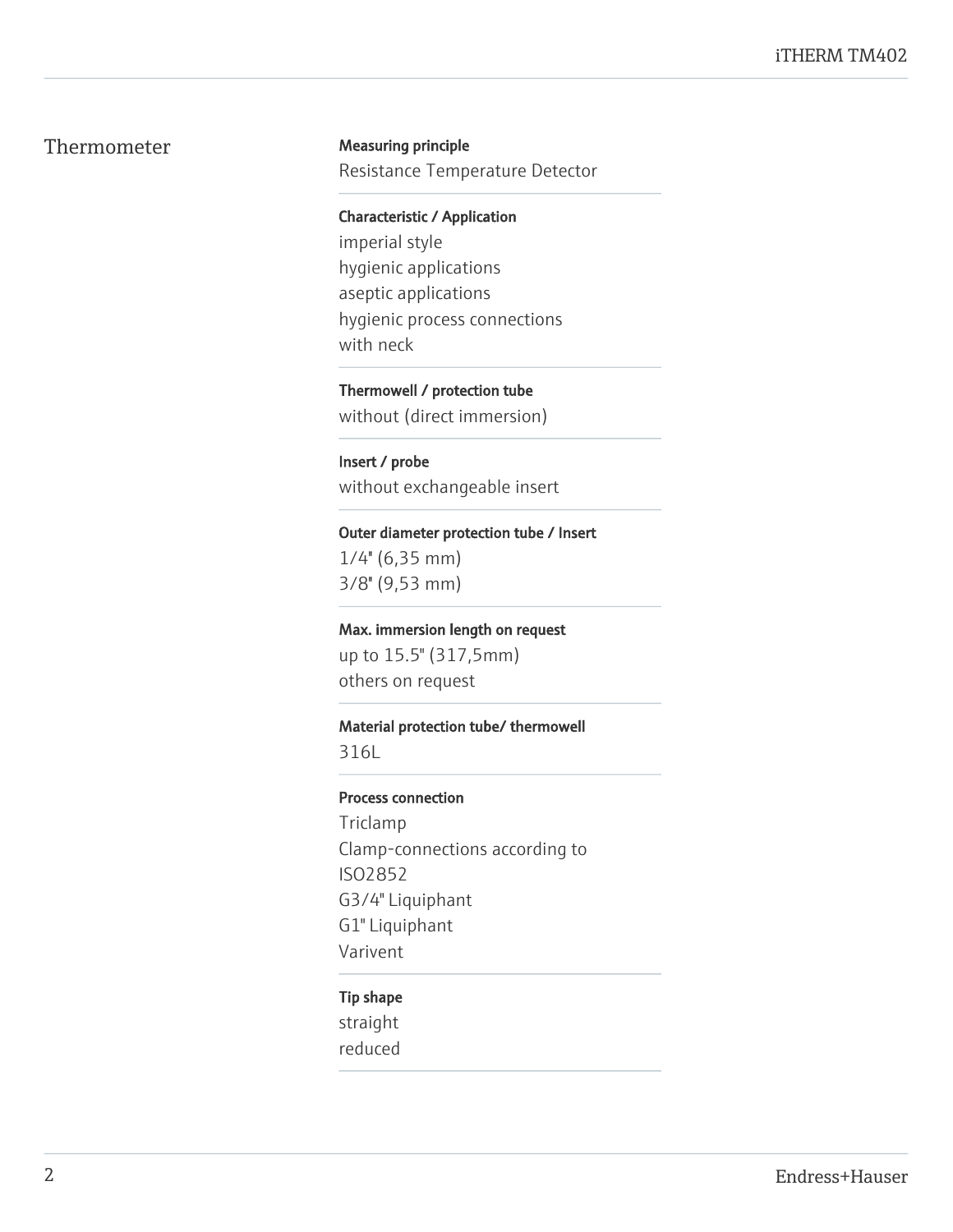## Thermometer

**Measuring principle**

Resistance Temperature Detector

**Characteristic / Application**

imperial style
hygienic applications
aseptic applications
hygienic process connections
with neck

**Thermowell / protection tube**

without (direct immersion)

**Insert / probe**

without exchangeable insert

**Outer diameter protection tube / Insert**

1/4" (6,35 mm)
3/8" (9,53 mm)

**Max. immersion length on request**

up to 15.5" (317,5mm)
others on request

**Material protection tube/ thermowell**

316L

**Process connection**

Triclamp
Clamp-connections according to ISO2852
G3/4" Liquiphant
G1" Liquiphant
Varivent

**Tip shape**

straight
reduced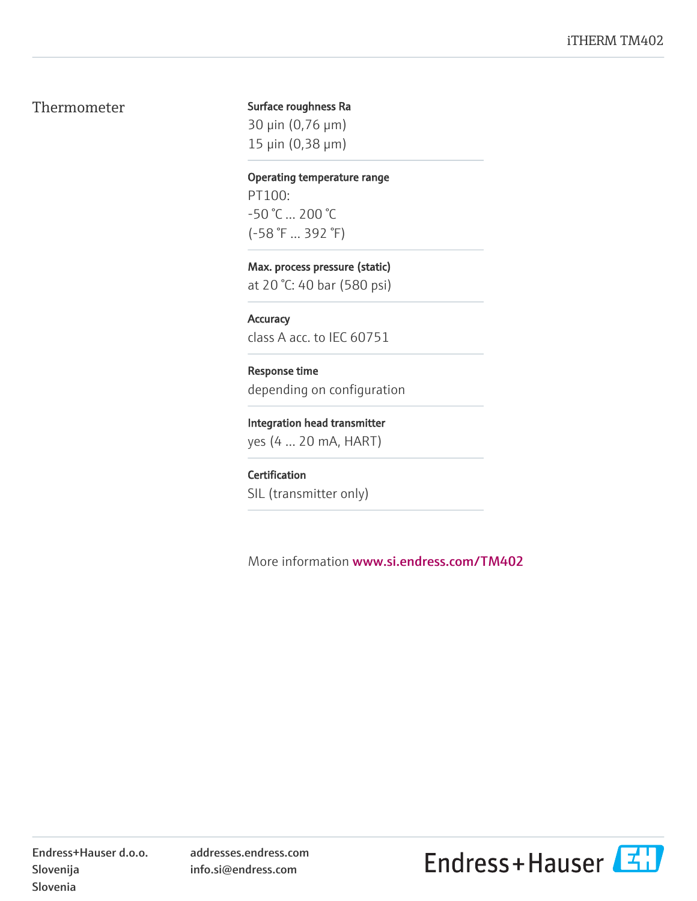## Thermometer

**Surface roughness Ra**

30 µin (0,76 µm)
15 µin (0,38 µm)

**Operating temperature range**

PT100:
-50 °C ... 200 °C
(-58 °F ... 392 °F)

**Max. process pressure (static)**

at 20 °C: 40 bar (580 psi)

**Accuracy**

class A acc. to IEC 60751

**Response time**

depending on configuration

**Integration head transmitter**

yes (4 ... 20 mA, HART)

**Certification**

SIL (transmitter only)

More information **www.si.endress.com/TM402**

Endress+Hauser d.o.o.
Slovenija
Slovenia

addresses.endress.com
info.si@endress.com